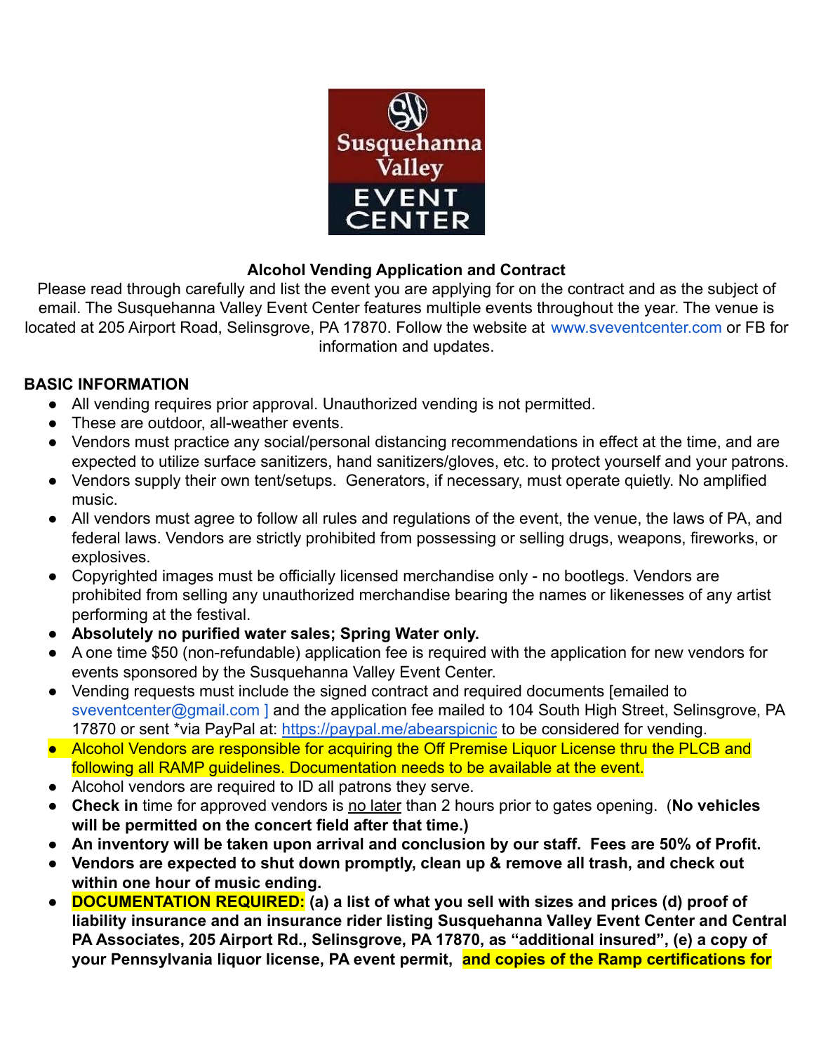## Alcohol Vending Application and Contract

Please read through carefully and list the event you are applying for on the contract and as the subject of email. The Susquehanna Valley Event Center features multiple events throughout the year. The venue is located at 205 Airport Road, Selinsgrove, PA 17870. Follow the website at www.sveventcenter.com or FB for information and updates.

### BASIC INFORMATION

- All vending requires prior approval. Unauthorized vending is not permitted.
- These are outdoor, all-weather events.
- Vendors must practice any social/personal distancing recommendations in effect at the time, and are expected to utilize surface sanitizers, hand sanitizers/gloves, etc. to protect yourself and your patrons.
- Vendors supply their own tent/setups. Generators, if necessary, must operate quietly. No amplified music.
- All vendors must agree to follow all rules and regulations of the event, the venue, the laws of PA, and federal laws. Vendors are strictly prohibited from possessing or selling drugs, weapons, fireworks, or explosives.
- Copyrighted images must be officially licensed merchandise only - no bootlegs. Vendors are prohibited from selling any unauthorized merchandise bearing the names or likenesses of any artist performing at the festival.
- **Absolutely no purified water sales; Spring Water only.**
- A one time $50 (non-refundable) application fee is required with the application for new vendors for events sponsored by the Susquehanna Valley Event Center.
- Vending requests must include the signed contract and required documents [emailed to sveventcenter@gmail.com ] and the application fee mailed to 104 South High Street, Selinsgrove, PA 17870 or sent *via PayPal at: https://paypal.me/abearspicnic to be considered for vending.
- Alcohol Vendors are responsible for acquiring the Off Premise Liquor License thru the PLCB and following all RAMP guidelines. Documentation needs to be available at the event.
- Alcohol vendors are required to ID all patrons they serve.
- **Check in** time for approved vendors is no later than 2 hours prior to gates opening. (**No vehicles will be permitted on the concert field after that time.)**
- **An inventory will be taken upon arrival and conclusion by our staff. Fees are 50% of Profit.**
- **Vendors are expected to shut down promptly, clean up & remove all trash, and check out within one hour of music ending.**
- **DOCUMENTATION REQUIRED: (a) a list of what you sell with sizes and prices (d) proof of liability insurance and an insurance rider listing Susquehanna Valley Event Center and Central PA Associates, 205 Airport Rd., Selinsgrove, PA 17870, as "additional insured", (e) a copy of your Pennsylvania liquor license, PA event permit, and copies of the Ramp certifications for**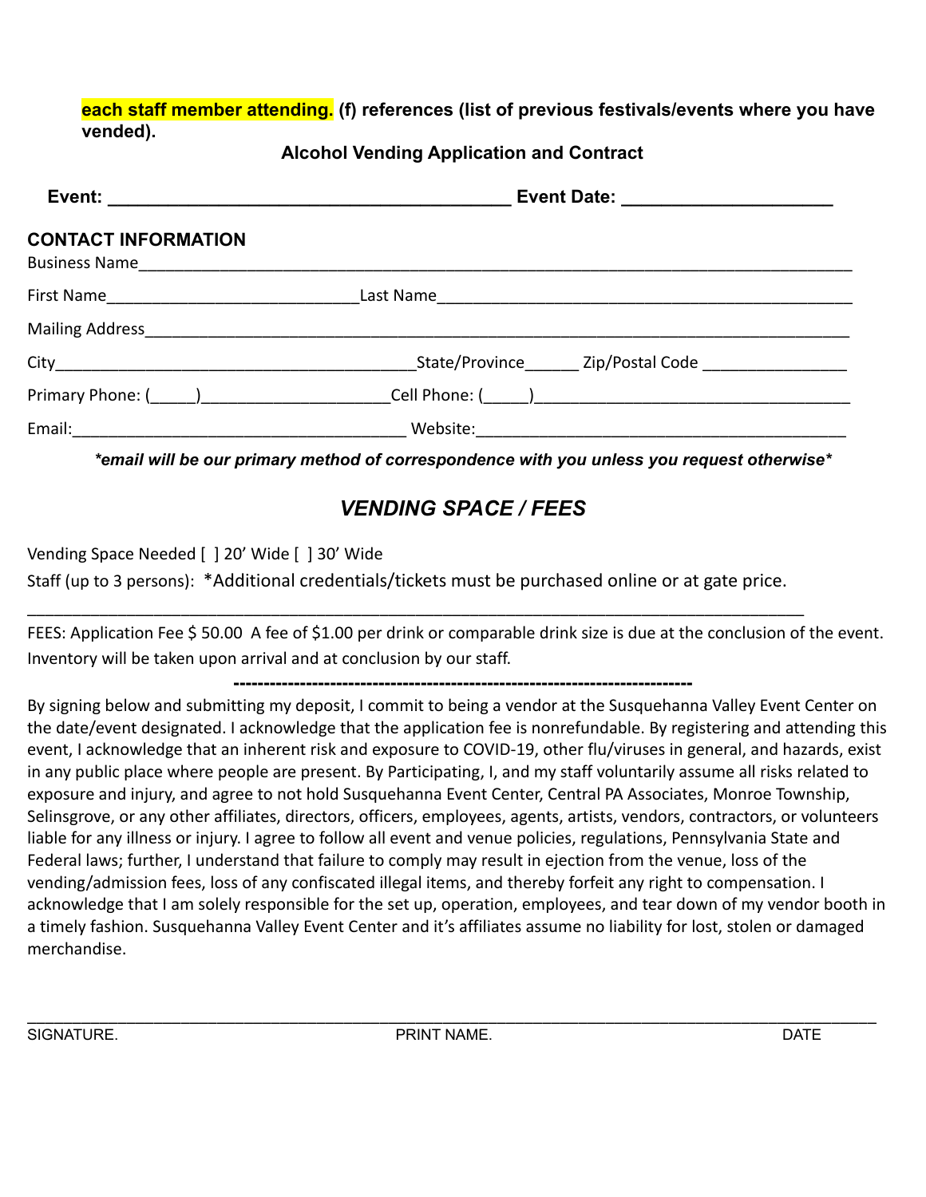**each staff member attending. (f) references (list of previous festivals/events where you have vended).**

**Alcohol Vending Application and Contract**

**Event: ________________________________________ Event Date: ____________________**

**CONTACT INFORMATION**

Business Name_______________________________________________________________________________

First Name___________________________Last Name_____________________________________________

Mailing Address______________________________________________________________________________

City_______________________________________State/Province______ Zip/Postal Code _______________

Primary Phone: (_____)_____________________Cell Phone: (_____)__________________________________

Email:____________________________________ Website:_________________________________________

***email will be our primary method of correspondence with you unless you request otherwise***

## *VENDING SPACE / FEES*

Vending Space Needed [ ] 20' Wide [ ] 30' Wide

Staff (up to 3 persons): *Additional credentials/tickets must be purchased online or at gate price.

_________________________________________________________________________________________

FEES: Application Fee $ 50.00 A fee of $1.00 per drink or comparable drink size is due at the conclusion of the event. Inventory will be taken upon arrival and at conclusion by our staff.

**---------------------------------------------------------------------------**

By signing below and submitting my deposit, I commit to being a vendor at the Susquehanna Valley Event Center on the date/event designated. I acknowledge that the application fee is nonrefundable. By registering and attending this event, I acknowledge that an inherent risk and exposure to COVID-19, other flu/viruses in general, and hazards, exist in any public place where people are present. By Participating, I, and my staff voluntarily assume all risks related to exposure and injury, and agree to not hold Susquehanna Event Center, Central PA Associates, Monroe Township, Selinsgrove, or any other affiliates, directors, officers, employees, agents, artists, vendors, contractors, or volunteers liable for any illness or injury. I agree to follow all event and venue policies, regulations, Pennsylvania State and Federal laws; further, I understand that failure to comply may result in ejection from the venue, loss of the vending/admission fees, loss of any confiscated illegal items, and thereby forfeit any right to compensation. I acknowledge that I am solely responsible for the set up, operation, employees, and tear down of my vendor booth in a timely fashion. Susquehanna Valley Event Center and it's affiliates assume no liability for lost, stolen or damaged merchandise.

_________________________________________________________________________________________

SIGNATURE. PRINT NAME. DATE